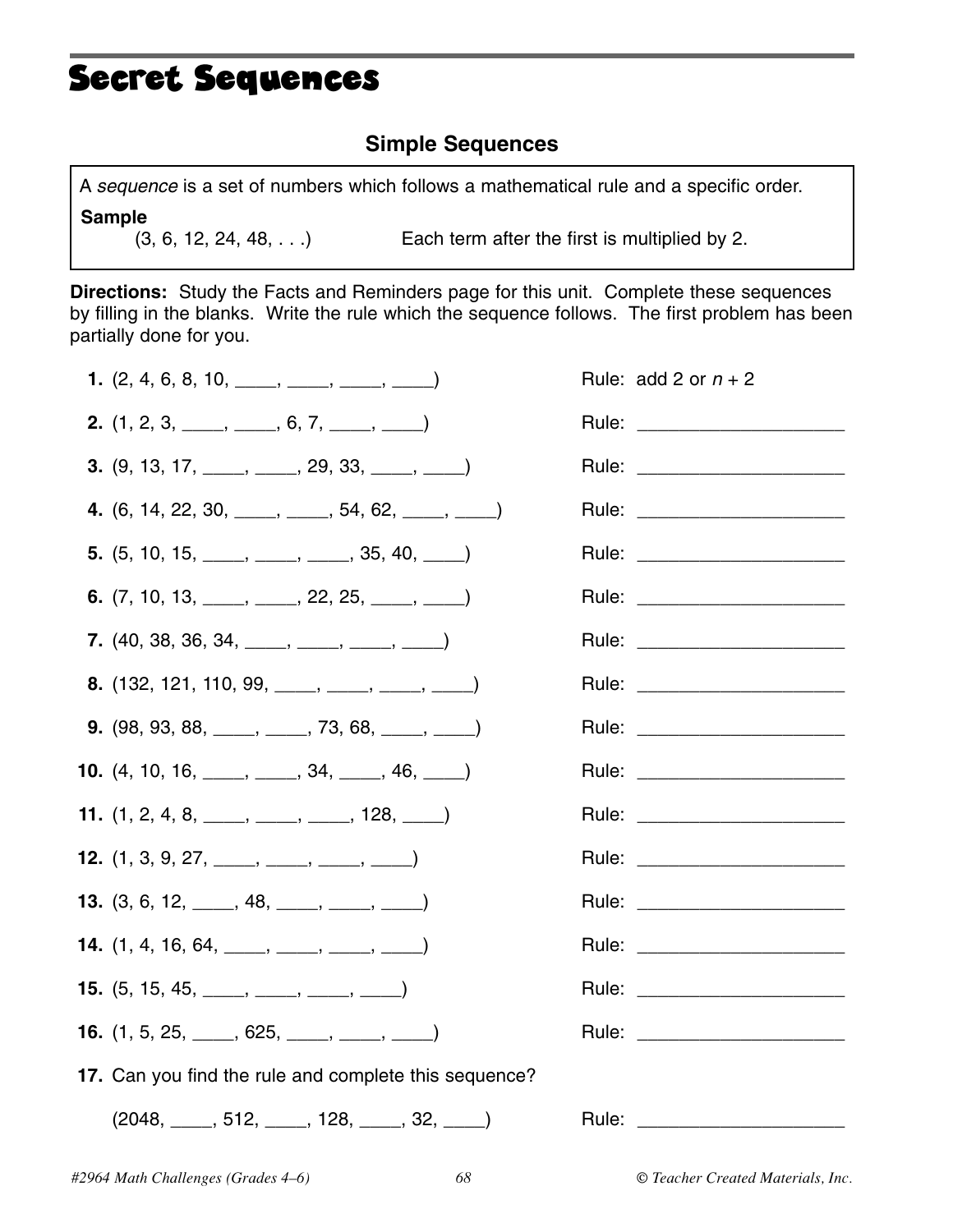# Secret Sequences

## Simple Sequences

A *sequence* is a set of numbers which follows a mathematical rule and a specific order.

**Sample**

(3, 6, 12, 24, 48, . . .)    Each term after the first is multiplied by 2.

**Directions:** Study the Facts and Reminders page for this unit. Complete these sequences by filling in the blanks. Write the rule which the sequence follows. The first problem has been partially done for you.

1. (2, 4, 6, 8, 10, ____, ____, ____, ____)    Rule: add 2 or $n + 2$
2. (1, 2, 3, ____, ____, 6, 7, ____, ____)    Rule: ____________________
3. (9, 13, 17, ____, ____, 29, 33, ____, ____)    Rule: ____________________
4. (6, 14, 22, 30, ____, ____, 54, 62, ____, ____)    Rule: ____________________
5. (5, 10, 15, ____, ____, ____, 35, 40, ____)    Rule: ____________________
6. (7, 10, 13, ____, ____, 22, 25, ____, ____)    Rule: ____________________
7. (40, 38, 36, 34, ____, ____, ____, ____)    Rule: ____________________
8. (132, 121, 110, 99, ____, ____, ____, ____)    Rule: ____________________
9. (98, 93, 88, ____, ____, 73, 68, ____, ____)    Rule: ____________________
10. (4, 10, 16, ____, ____, 34, ____, 46, ____)    Rule: ____________________
11. (1, 2, 4, 8, ____, ____, ____, 128, ____)    Rule: ____________________
12. (1, 3, 9, 27, ____, ____, ____, ____)    Rule: ____________________
13. (3, 6, 12, ____, 48, ____, ____, ____)    Rule: ____________________
14. (1, 4, 16, 64, ____, ____, ____, ____)    Rule: ____________________
15. (5, 15, 45, ____, ____, ____, ____)    Rule: ____________________
16. (1, 5, 25, ____, 625, ____, ____, ____)    Rule: ____________________
17. Can you find the rule and complete this sequence?

    (2048, ____, 512, ____, 128, ____, 32, ____)    Rule: ____________________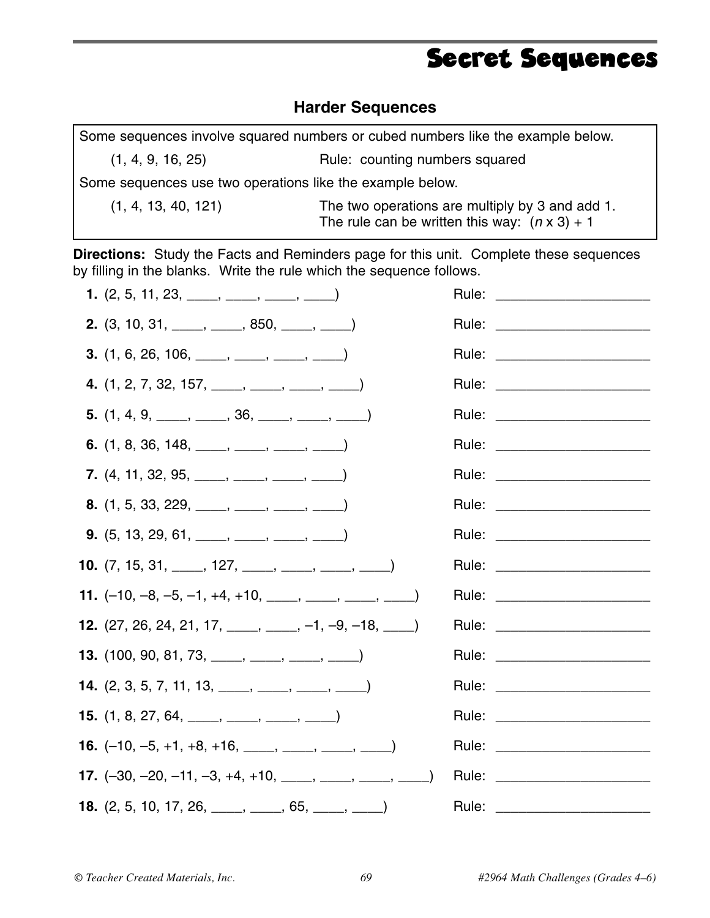# Secret Sequences

## Harder Sequences

Some sequences involve squared numbers or cubed numbers like the example below.

(1, 4, 9, 16, 25) Rule: counting numbers squared

Some sequences use two operations like the example below.

(1, 4, 13, 40, 121) The two operations are multiply by 3 and add 1.
The rule can be written this way: ($n$ x 3) + 1

**Directions:** Study the Facts and Reminders page for this unit. Complete these sequences by filling in the blanks. Write the rule which the sequence follows.

**1.** (2, 5, 11, 23, ____, ____, ____, ____) Rule: ____________________

**2.** (3, 10, 31, ____, ____, 850, ____, ____) Rule: ____________________

**3.** (1, 6, 26, 106, ____, ____, ____, ____) Rule: ____________________

**4.** (1, 2, 7, 32, 157, ____, ____, ____, ____) Rule: ____________________

**5.** (1, 4, 9, ____, ____, 36, ____, ____, ____) Rule: ____________________

**6.** (1, 8, 36, 148, ____, ____, ____, ____) Rule: ____________________

**7.** (4, 11, 32, 95, ____, ____, ____, ____) Rule: ____________________

**8.** (1, 5, 33, 229, ____, ____, ____, ____) Rule: ____________________

**9.** (5, 13, 29, 61, ____, ____, ____, ____) Rule: ____________________

**10.** (7, 15, 31, ____, 127, ____, ____, ____, ____) Rule: ____________________

**11.** (–10, –8, –5, –1, +4, +10, ____, ____, ____, ____) Rule: ____________________

**12.** (27, 26, 24, 21, 17, ____, ____, –1, –9, –18, ____) Rule: ____________________

**13.** (100, 90, 81, 73, ____, ____, ____, ____) Rule: ____________________

**14.** (2, 3, 5, 7, 11, 13, ____, ____, ____, ____) Rule: ____________________

**15.** (1, 8, 27, 64, ____, ____, ____, ____) Rule: ____________________

**16.** (–10, –5, +1, +8, +16, ____, ____, ____, ____) Rule: ____________________

**17.** (–30, –20, –11, –3, +4, +10, ____, ____, ____, ____) Rule: ____________________

**18.** (2, 5, 10, 17, 26, ____, ____, 65, ____, ____) Rule: ____________________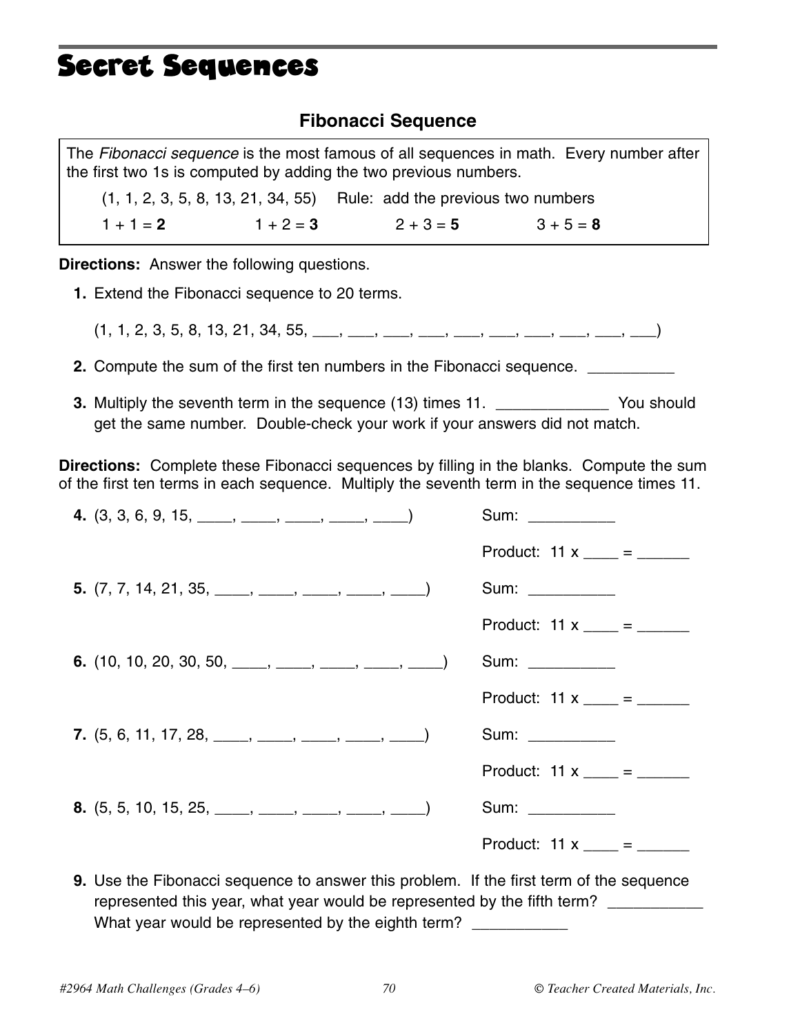# Secret Sequences

## Fibonacci Sequence

The *Fibonacci sequence* is the most famous of all sequences in math. Every number after the first two 1s is computed by adding the two previous numbers.

(1, 1, 2, 3, 5, 8, 13, 21, 34, 55)   Rule: add the previous two numbers

1 + 1 = **2**   1 + 2 = **3**   2 + 3 = **5**   3 + 5 = **8**

**Directions:** Answer the following questions.

1. Extend the Fibonacci sequence to 20 terms.

   (1, 1, 2, 3, 5, 8, 13, 21, 34, 55, ___, ___, ___, ___, ___, ___, ___, ___, ___, ___)

2. Compute the sum of the first ten numbers in the Fibonacci sequence. __________

3. Multiply the seventh term in the sequence (13) times 11. _____________ You should get the same number. Double-check your work if your answers did not match.

**Directions:** Complete these Fibonacci sequences by filling in the blanks. Compute the sum of the first ten terms in each sequence. Multiply the seventh term in the sequence times 11.

4. (3, 3, 6, 9, 15, ____, ____, ____, ____, ____)   Sum: __________

   Product: 11 x ____ = ______

5. (7, 7, 14, 21, 35, ____, ____, ____, ____, ____)   Sum: __________

   Product: 11 x ____ = ______

6. (10, 10, 20, 30, 50, ____, ____, ____, ____, ____)   Sum: __________

   Product: 11 x ____ = ______

7. (5, 6, 11, 17, 28, ____, ____, ____, ____, ____)   Sum: __________

   Product: 11 x ____ = ______

8. (5, 5, 10, 15, 25, ____, ____, ____, ____, ____)   Sum: __________

   Product: 11 x ____ = ______

9. Use the Fibonacci sequence to answer this problem. If the first term of the sequence represented this year, what year would be represented by the fifth term? ___________ What year would be represented by the eighth term? ___________